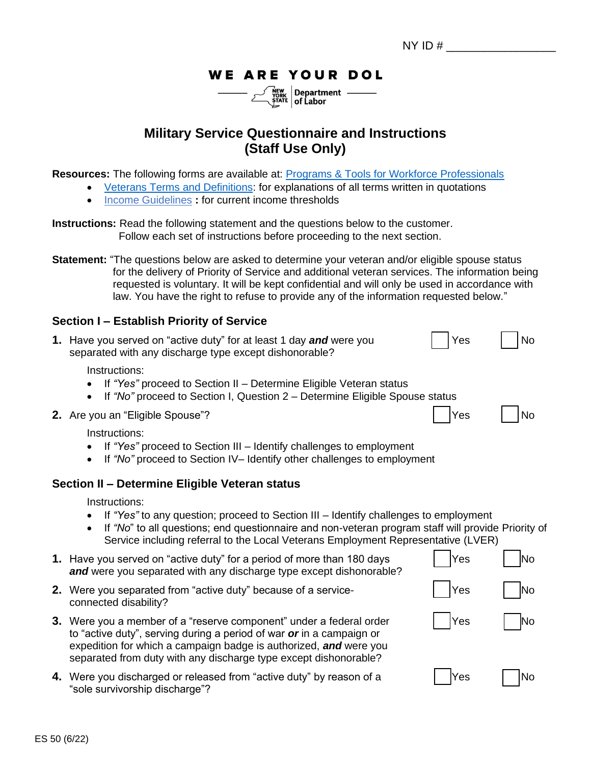NY ID # _________________

WE ARE YOUR DOL

NEW YORK STATE Department of Labor

# Military Service Questionnaire and Instructions (Staff Use Only)

**Resources:** The following forms are available at: Programs & Tools for Workforce Professionals

- Veterans Terms and Definitions: for explanations of all terms written in quotations
- Income Guidelines **:** for current income thresholds

**Instructions:** Read the following statement and the questions below to the customer. Follow each set of instructions before proceeding to the next section.

**Statement:** "The questions below are asked to determine your veteran and/or eligible spouse status for the delivery of Priority of Service and additional veteran services. The information being requested is voluntary. It will be kept confidential and will only be used in accordance with law. You have the right to refuse to provide any of the information requested below."

## Section I – Establish Priority of Service

**1.** Have you served on "active duty" for at least 1 day ***and*** were you separated with any discharge type except dishonorable? ☐ Yes ☐ No

Instructions:

- If *"Yes"* proceed to Section II – Determine Eligible Veteran status
- If *"No"* proceed to Section I, Question 2 – Determine Eligible Spouse status

**2.** Are you an "Eligible Spouse"? ☐ Yes ☐ No

Instructions:

- If *"Yes"* proceed to Section III – Identify challenges to employment
- If *"No"* proceed to Section IV– Identify other challenges to employment

## Section II – Determine Eligible Veteran status

Instructions:

- If *"Yes"* to any question; proceed to Section III – Identify challenges to employment
- If *"No"* to all questions; end questionnaire and non-veteran program staff will provide Priority of Service including referral to the Local Veterans Employment Representative (LVER)

**1.** Have you served on "active duty" for a period of more than 180 days ***and*** were you separated with any discharge type except dishonorable? ☐ Yes ☐ No

**2.** Were you separated from "active duty" because of a service-connected disability? ☐ Yes ☐ No

**3.** Were you a member of a "reserve component" under a federal order to "active duty", serving during a period of war ***or*** in a campaign or expedition for which a campaign badge is authorized, ***and*** were you separated from duty with any discharge type except dishonorable? ☐ Yes ☐ No

**4.** Were you discharged or released from "active duty" by reason of a "sole survivorship discharge"? ☐ Yes ☐ No

ES 50 (6/22)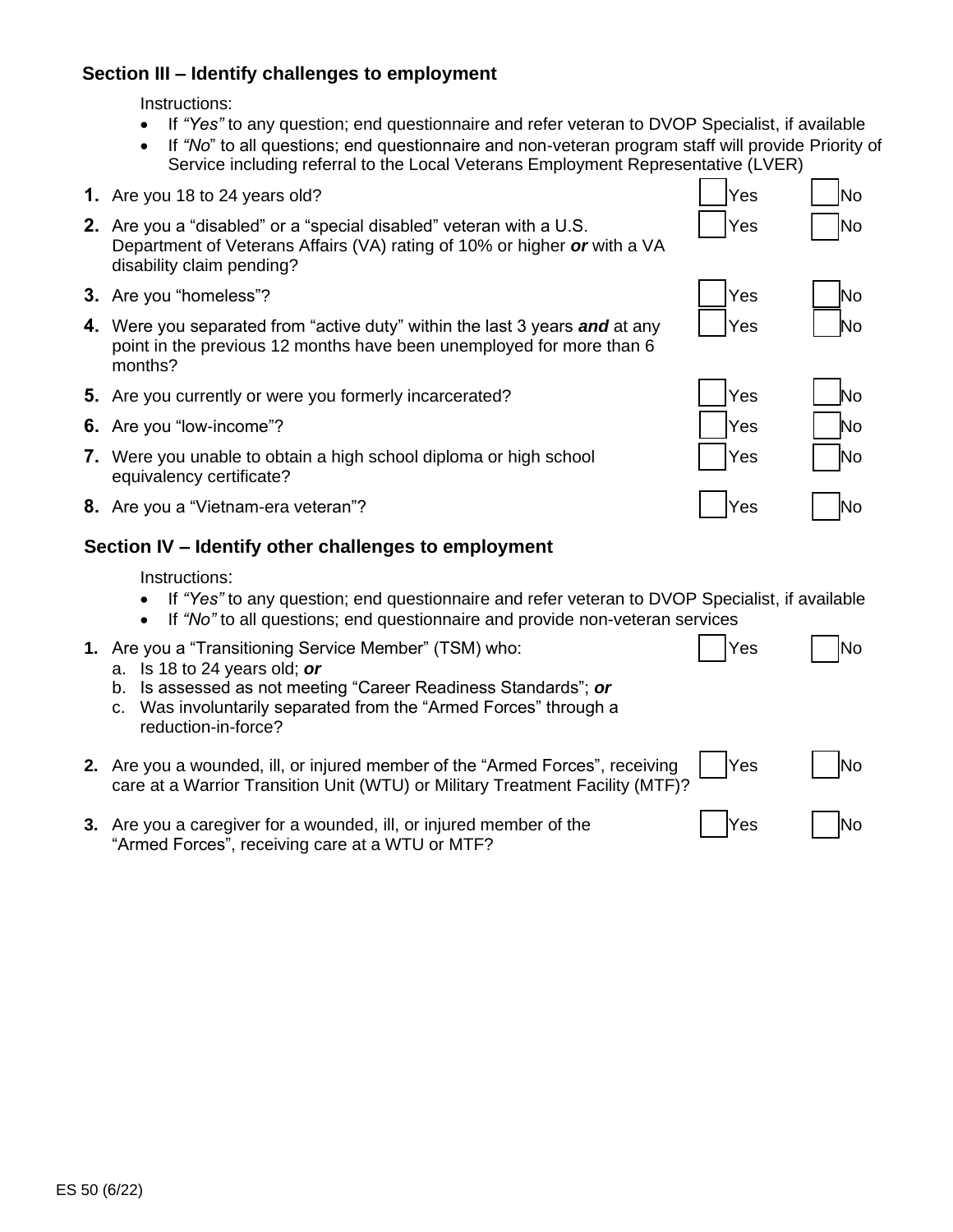## Section III – Identify challenges to employment

Instructions:

- If *"Yes"* to any question; end questionnaire and refer veteran to DVOP Specialist, if available
- If *"No"* to all questions; end questionnaire and non-veteran program staff will provide Priority of Service including referral to the Local Veterans Employment Representative (LVER)

| | | | |
|---|---|---|---|
| **1.** | Are you 18 to 24 years old? | ☐ Yes | ☐ No |
| **2.** | Are you a "disabled" or a "special disabled" veteran with a U.S. Department of Veterans Affairs (VA) rating of 10% or higher ***or*** with a VA disability claim pending? | ☐ Yes | ☐ No |
| **3.** | Are you "homeless"? | ☐ Yes | ☐ No |
| **4.** | Were you separated from "active duty" within the last 3 years ***and*** at any point in the previous 12 months have been unemployed for more than 6 months? | ☐ Yes | ☐ No |
| **5.** | Are you currently or were you formerly incarcerated? | ☐ Yes | ☐ No |
| **6.** | Are you "low-income"? | ☐ Yes | ☐ No |
| **7.** | Were you unable to obtain a high school diploma or high school equivalency certificate? | ☐ Yes | ☐ No |
| **8.** | Are you a "Vietnam-era veteran"? | ☐ Yes | ☐ No |

## Section IV – Identify other challenges to employment

Instructions:

- If *"Yes"* to any question; end questionnaire and refer veteran to DVOP Specialist, if available
- If *"No"* to all questions; end questionnaire and provide non-veteran services

| | | | |
|---|---|---|---|
| **1.** | Are you a "Transitioning Service Member" (TSM) who:<br>a. Is 18 to 24 years old; ***or***<br>b. Is assessed as not meeting "Career Readiness Standards"; ***or***<br>c. Was involuntarily separated from the "Armed Forces" through a reduction-in-force? | ☐ Yes | ☐ No |
| **2.** | Are you a wounded, ill, or injured member of the "Armed Forces", receiving care at a Warrior Transition Unit (WTU) or Military Treatment Facility (MTF)? | ☐ Yes | ☐ No |
| **3.** | Are you a caregiver for a wounded, ill, or injured member of the "Armed Forces", receiving care at a WTU or MTF? | ☐ Yes | ☐ No |

ES 50 (6/22)